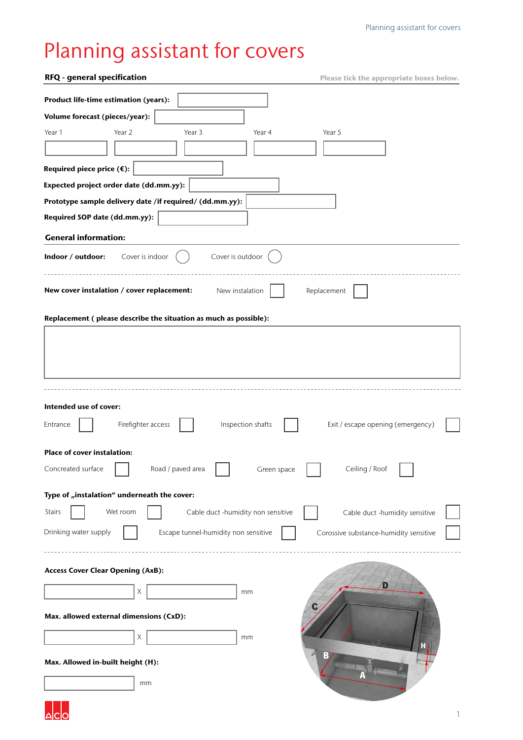# Planning assistant for covers

**RFQ - general specification**

Please tick the appropriate boxes below.

**Product life-time estimation (years):** ☐

**Volume forecast (pieces/year):** ☐

| Year 1 | Year 2 | Year 3 | Year 4 | Year 5 |
|---|---|---|---|---|
| | | | | |

**Required piece price (€):** ☐

**Expected project order date (dd.mm.yy):** ☐

**Prototype sample delivery date /if required/ (dd.mm.yy):** ☐

**Required SOP date (dd.mm.yy):** ☐

## General information:

**Indoor / outdoor:** Cover is indoor ◯ Cover is outdoor ◯

**New cover instalation / cover replacement:** New instalation ☐ Replacement ☐

**Replacement ( please describe the situation as much as possible):**

☐

**Intended use of cover:**

Entrance ☐ Firefighter access ☐ Inspection shafts ☐ Exit / escape opening (emergency) ☐

**Place of cover instalation:**

Concreated surface ☐ Road / paved area ☐ Green space ☐ Ceiling / Roof ☐

**Type of „instalation" underneath the cover:**

Stairs ☐ Wet room ☐ Cable duct -humidity non sensitive ☐ Cable duct -humidity sensitive ☐

Drinking water supply ☐ Escape tunnel-humidity non sensitive ☐ Corossive substance-humidity sensitive ☐

**Access Cover Clear Opening (AxB):**

☐ X ☐ mm

**Max. allowed external dimensions (CxD):**

☐ X ☐ mm

**Max. Allowed in-built height (H):**

☐ mm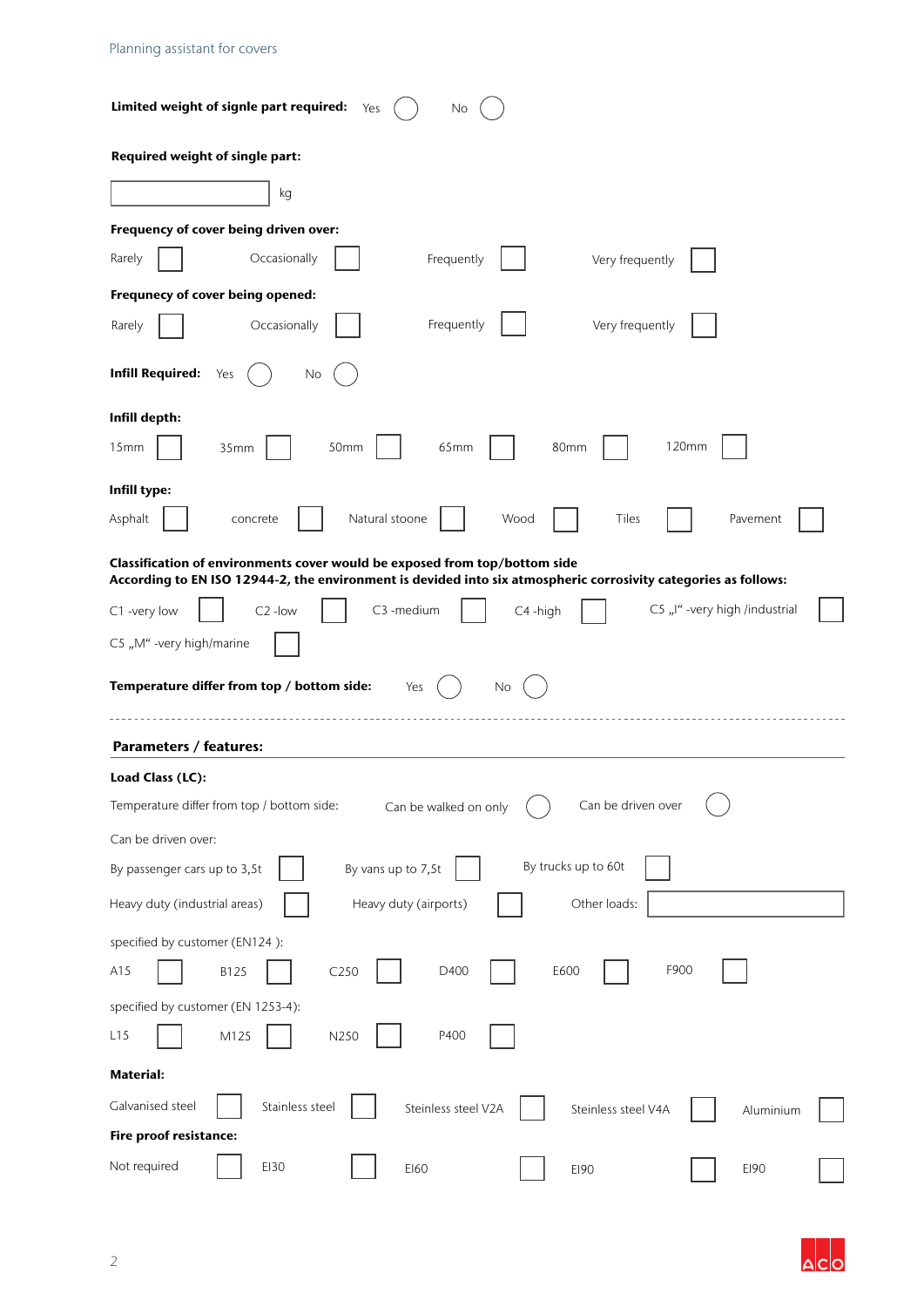**Limited weight of signle part required:** Yes ◯ No ◯

**Required weight of single part:**

[ ] kg

**Frequency of cover being driven over:**

Rarely ☐ Occasionally ☐ Frequently ☐ Very frequently ☐

**Frequnecy of cover being opened:**

Rarely ☐ Occasionally ☐ Frequently ☐ Very frequently ☐

**Infill Required:** Yes ◯ No ◯

**Infill depth:**

15mm ☐ 35mm ☐ 50mm ☐ 65mm ☐ 80mm ☐ 120mm ☐

**Infill type:**

Asphalt ☐ concrete ☐ Natural stoone ☐ Wood ☐ Tiles ☐ Pavement ☐

**Classification of environments cover would be exposed from top/bottom side**
**According to EN ISO 12944-2, the environment is devided into six atmospheric corrosivity categories as follows:**

C1 -very low ☐ C2 -low ☐ C3 -medium ☐ C4 -high ☐ C5 „I" -very high /industrial ☐

C5 „M" -very high/marine ☐

**Temperature differ from top / bottom side:** Yes ◯ No ◯

---

## Parameters / features:

**Load Class (LC):**

Temperature differ from top / bottom side: Can be walked on only ◯ Can be driven over ◯

Can be driven over:

By passenger cars up to 3,5t ☐ By vans up to 7,5t ☐ By trucks up to 60t ☐

Heavy duty (industrial areas) ☐ Heavy duty (airports) ☐ Other loads: [ ]

specified by customer (EN124 ):

A15 ☐ B125 ☐ C250 ☐ D400 ☐ E600 ☐ F900 ☐

specified by customer (EN 1253-4):

L15 ☐ M125 ☐ N250 ☐ P400 ☐

**Material:**

Galvanised steel ☐ Stainless steel ☐ Steinless steel V2A ☐ Steinless steel V4A ☐ Aluminium ☐

**Fire proof resistance:**

Not required ☐ EI30 ☐ EI60 ☐ EI90 ☐ EI90 ☐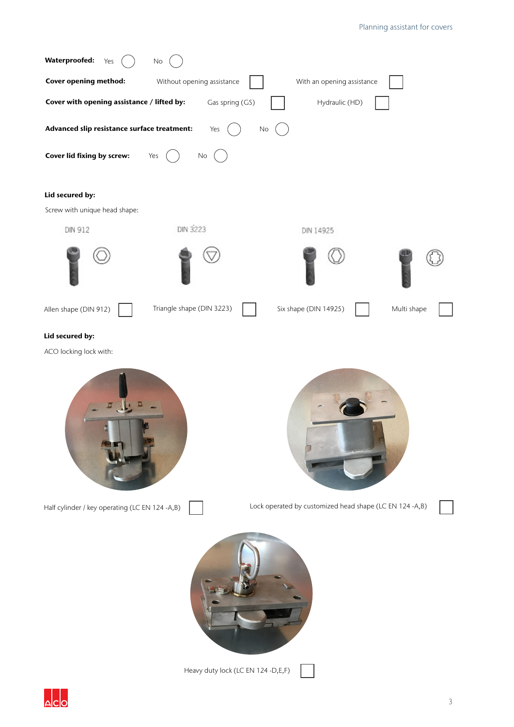**Waterproofed:** Yes ◯ No ◯

**Cover opening method:** Without opening assistance ☐ With an opening assistance ☐

**Cover with opening assistance / lifted by:** Gas spring (GS) ☐ Hydraulic (HD) ☐

**Advanced slip resistance surface treatment:** Yes ◯ No ◯

**Cover lid fixing by screw:** Yes ◯ No ◯

**Lid secured by:**

Screw with unique head shape:

DIN 912

DIN 3223

DIN 14925

Allen shape (DIN 912) ☐ Triangle shape (DIN 3223) ☐ Six shape (DIN 14925) ☐ Multi shape ☐

**Lid secured by:**

ACO locking lock with:

Half cylinder / key operating (LC EN 124 -A,B) ☐

Lock operated by customized head shape (LC EN 124 -A,B) ☐

Heavy duty lock (LC EN 124 -D,E,F) ☐